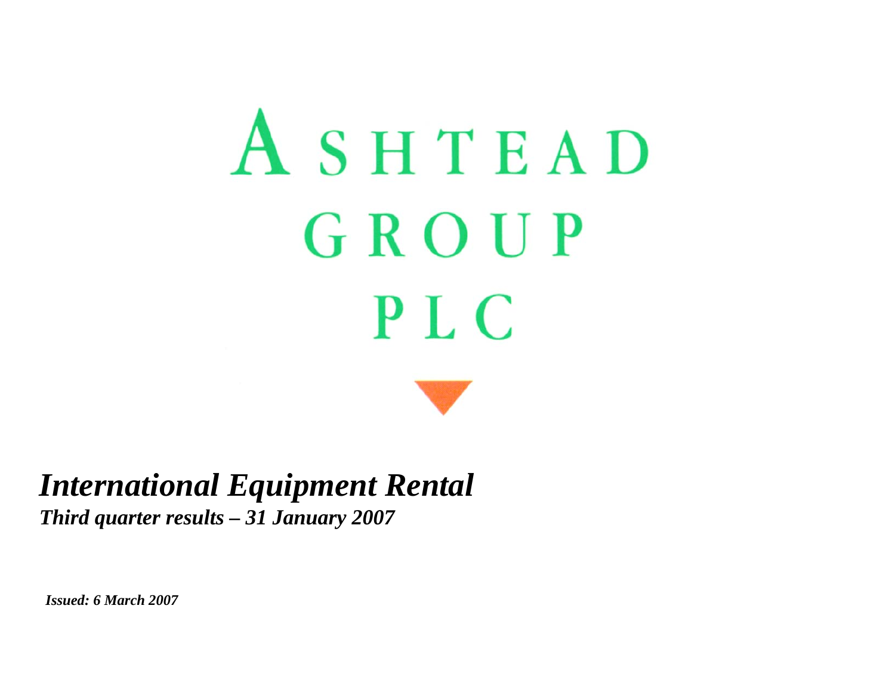# ASHTEAD GROUP PLC

## *International Equipment Rental*

***Third quarter results – 31 January 2007***

***Issued: 6 March 2007***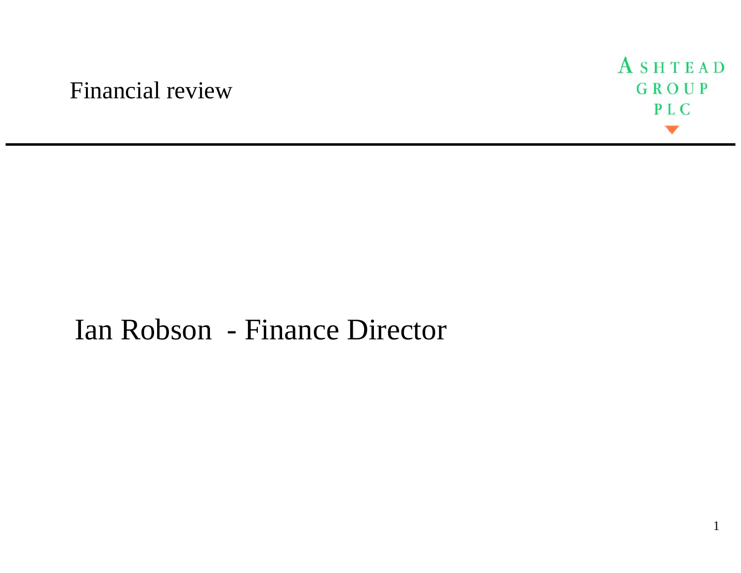# Financial review

ASHTEAD GROUP PLC

Ian Robson - Finance Director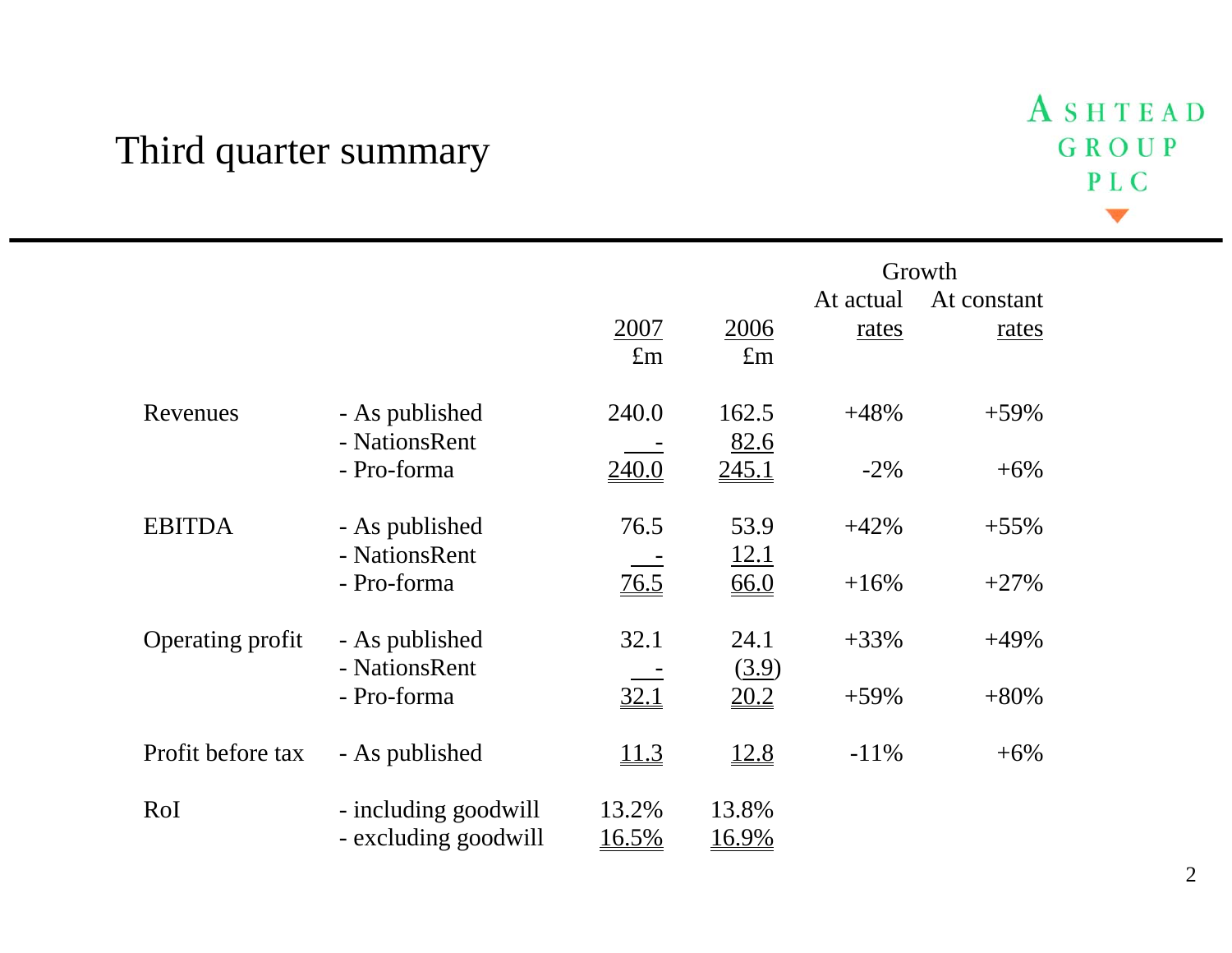# Third quarter summary

| | | 2007 £m | 2006 £m | Growth At actual rates | Growth At constant rates |
|---|---|---|---|---|---|
| Revenues | - As published | 240.0 | 162.5 | +48% | +59% |
| | - NationsRent | - | 82.6 | | |
| | - Pro-forma | 240.0 | 245.1 | -2% | +6% |
| EBITDA | - As published | 76.5 | 53.9 | +42% | +55% |
| | - NationsRent | - | 12.1 | | |
| | - Pro-forma | 76.5 | 66.0 | +16% | +27% |
| Operating profit | - As published | 32.1 | 24.1 | +33% | +49% |
| | - NationsRent | - | (3.9) | | |
| | - Pro-forma | 32.1 | 20.2 | +59% | +80% |
| Profit before tax | - As published | 11.3 | 12.8 | -11% | +6% |
| RoI | - including goodwill | 13.2% | 13.8% | | |
| | - excluding goodwill | 16.5% | 16.9% | | |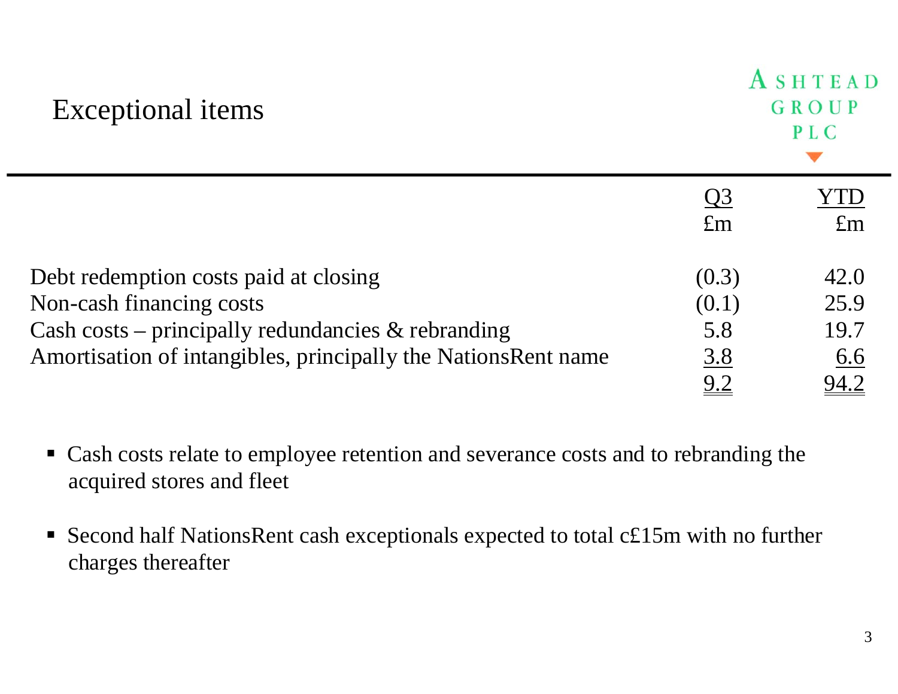# Exceptional items

ASHTEAD GROUP PLC

| | Q3 £m | YTD £m |
|---|---|---|
| Debt redemption costs paid at closing | (0.3) | 42.0 |
| Non-cash financing costs | (0.1) | 25.9 |
| Cash costs – principally redundancies & rebranding | 5.8 | 19.7 |
| Amortisation of intangibles, principally the NationsRent name | 3.8 | 6.6 |
| | 9.2 | 94.2 |

- Cash costs relate to employee retention and severance costs and to rebranding the acquired stores and fleet
- Second half NationsRent cash exceptionals expected to total c£15m with no further charges thereafter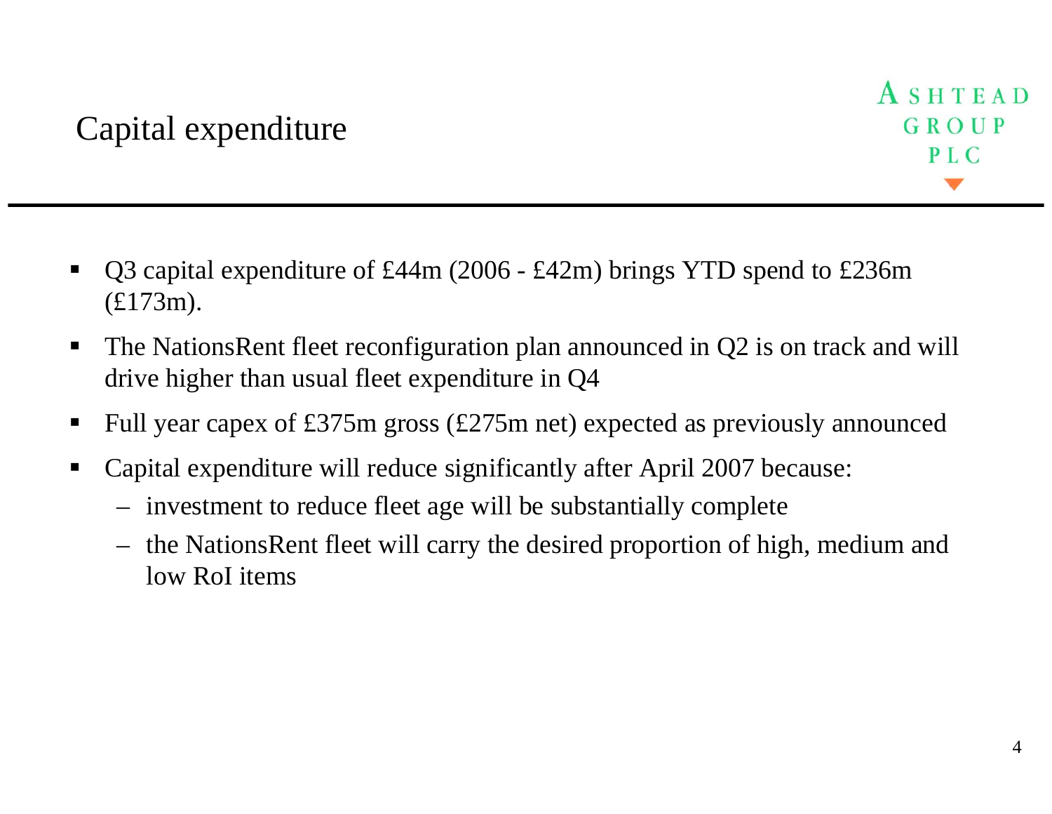# Capital expenditure

ASHTEAD GROUP PLC

- Q3 capital expenditure of £44m (2006 - £42m) brings YTD spend to £236m (£173m).
- The NationsRent fleet reconfiguration plan announced in Q2 is on track and will drive higher than usual fleet expenditure in Q4
- Full year capex of £375m gross (£275m net) expected as previously announced
- Capital expenditure will reduce significantly after April 2007 because:
  - investment to reduce fleet age will be substantially complete
  - the NationsRent fleet will carry the desired proportion of high, medium and low RoI items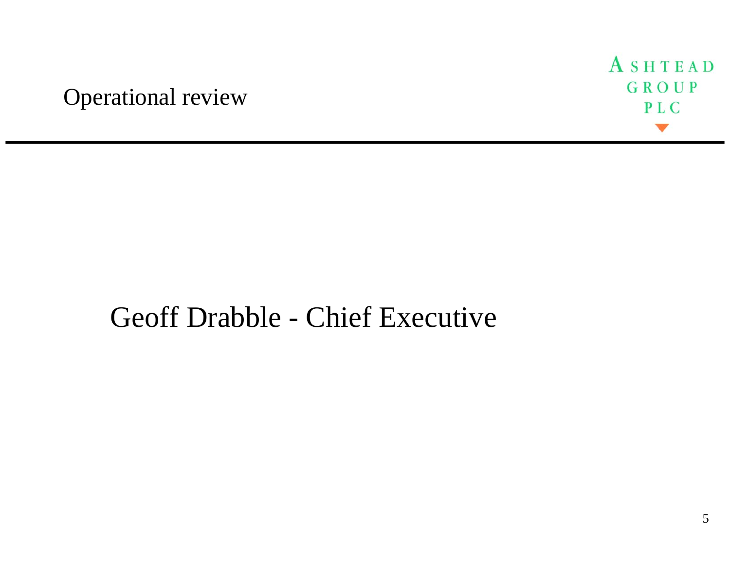# Operational review

Geoff Drabble - Chief Executive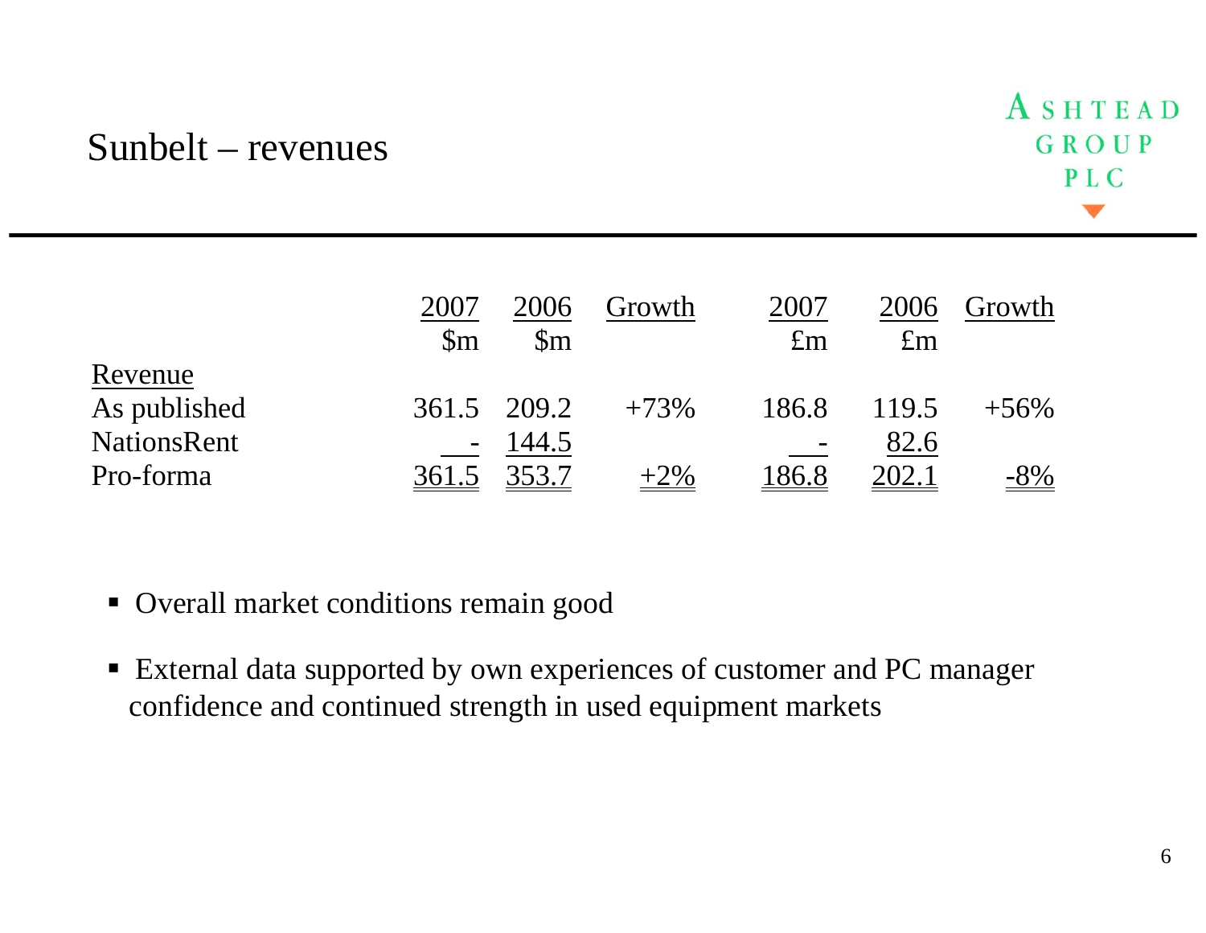# Sunbelt – revenues

| | 2007 $m | 2006 $m | Growth | 2007 £m | 2006 £m | Growth |
|---|---|---|---|---|---|---|
| **Revenue** | | | | | | |
| As published | 361.5 | 209.2 | +73% | 186.8 | 119.5 | +56% |
| NationsRent | - | 144.5 | | - | 82.6 | |
| Pro-forma | 361.5 | 353.7 | +2% | 186.8 | 202.1 | -8% |

- Overall market conditions remain good
- External data supported by own experiences of customer and PC manager confidence and continued strength in used equipment markets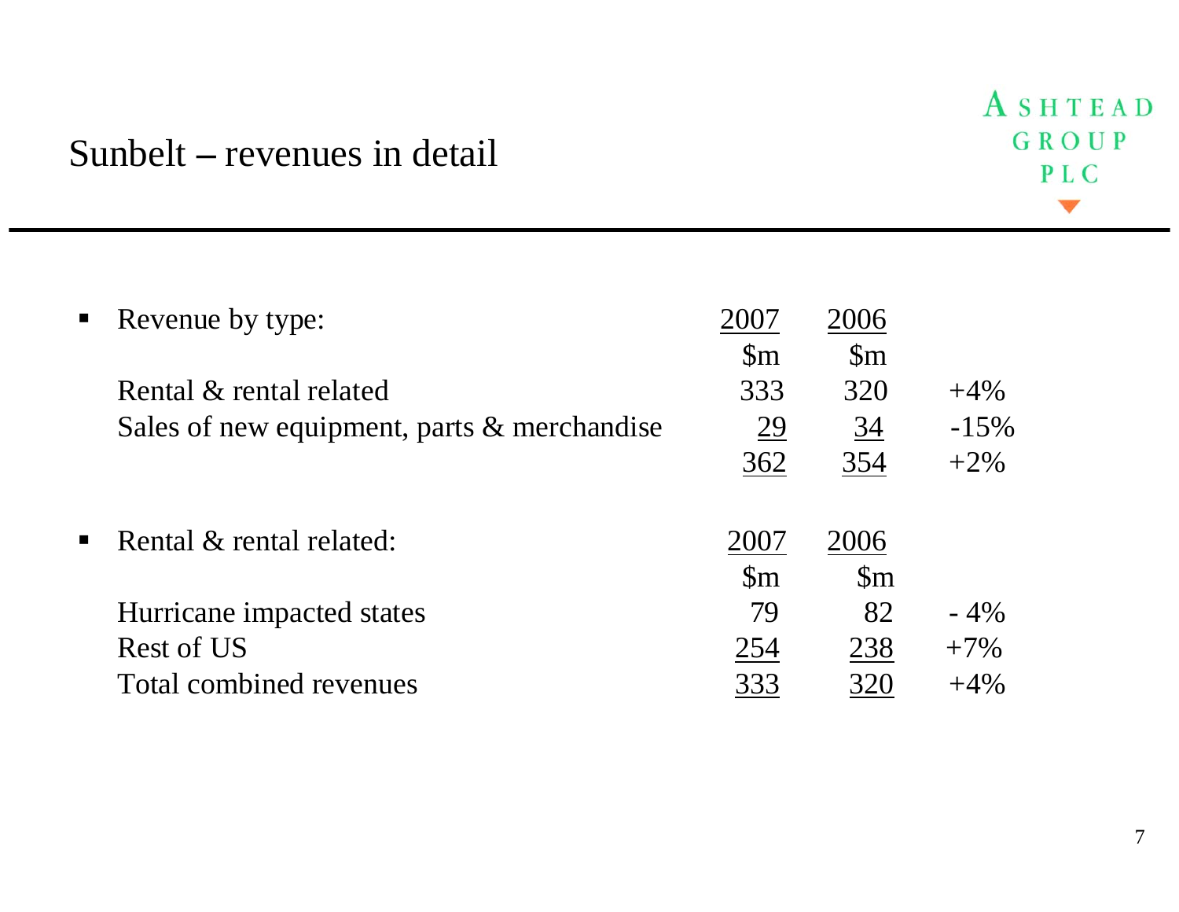# Sunbelt – revenues in detail

ASHTEAD GROUP PLC

- Revenue by type:

| | 2007 $m | 2006 $m | |
|---|---|---|---|
| Rental & rental related | 333 | 320 | +4% |
| Sales of new equipment, parts & merchandise | 29 | 34 | -15% |
| | 362 | 354 | +2% |

- Rental & rental related:

| | 2007 $m | 2006 $m | |
|---|---|---|---|
| Hurricane impacted states | 79 | 82 | - 4% |
| Rest of US | 254 | 238 | +7% |
| Total combined revenues | 333 | 320 | +4% |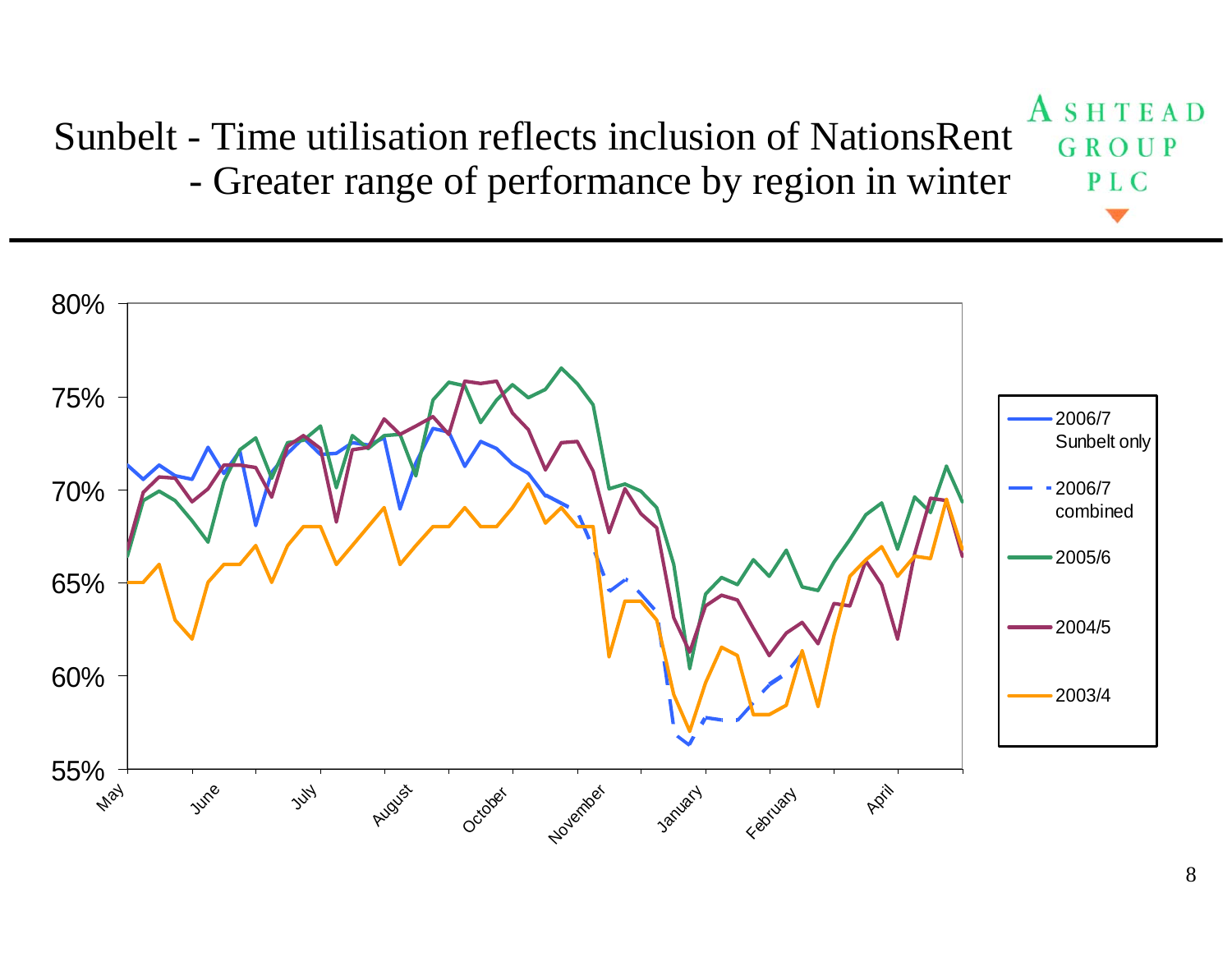# Sunbelt - Time utilisation reflects inclusion of NationsRent
## - Greater range of performance by region in winter

ASHTEAD GROUP PLC

80%
75%
70%
65%
60%
55%

May, June, July, August, October, November, January, February, April

- 2006/7 Sunbelt only
- 2006/7 combined
- 2005/6
- 2004/5
- 2003/4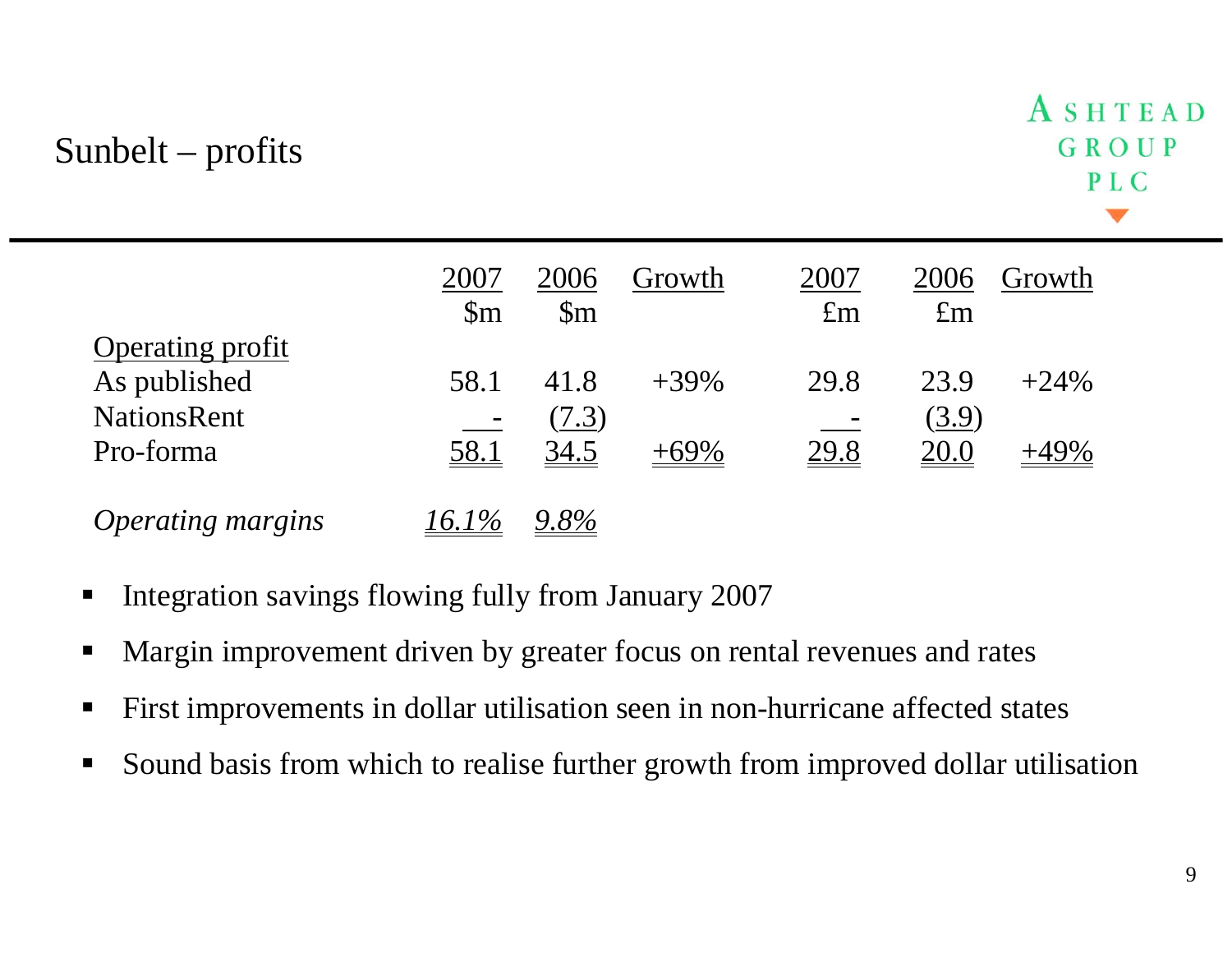# Sunbelt – profits

| | 2007 $m | 2006 $m | Growth | 2007 £m | 2006 £m | Growth |
|---|---|---|---|---|---|---|
| Operating profit | | | | | | |
| As published | 58.1 | 41.8 | +39% | 29.8 | 23.9 | +24% |
| NationsRent | - | (7.3) | | - | (3.9) | |
| Pro-forma | 58.1 | 34.5 | +69% | 29.8 | 20.0 | +49% |
| *Operating margins* | *16.1%* | *9.8%* | | | | |

- Integration savings flowing fully from January 2007
- Margin improvement driven by greater focus on rental revenues and rates
- First improvements in dollar utilisation seen in non-hurricane affected states
- Sound basis from which to realise further growth from improved dollar utilisation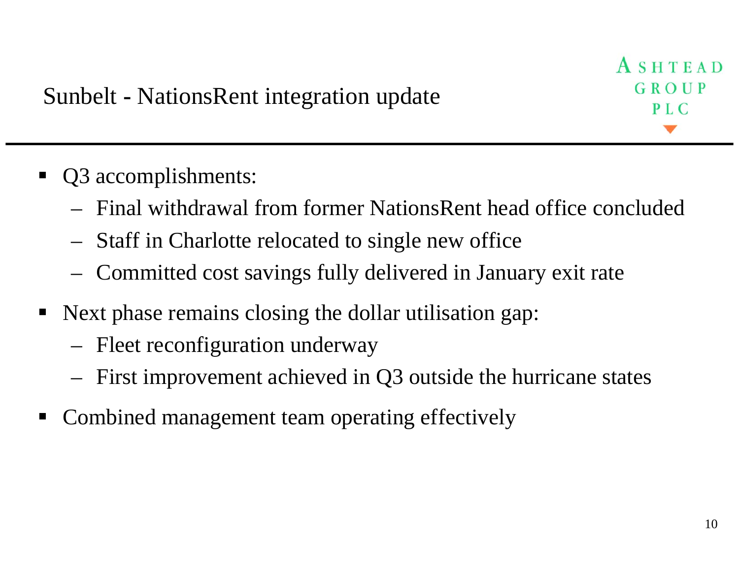# Sunbelt - NationsRent integration update

ASHTEAD GROUP PLC

- Q3 accomplishments:
  - Final withdrawal from former NationsRent head office concluded
  - Staff in Charlotte relocated to single new office
  - Committed cost savings fully delivered in January exit rate
- Next phase remains closing the dollar utilisation gap:
  - Fleet reconfiguration underway
  - First improvement achieved in Q3 outside the hurricane states
- Combined management team operating effectively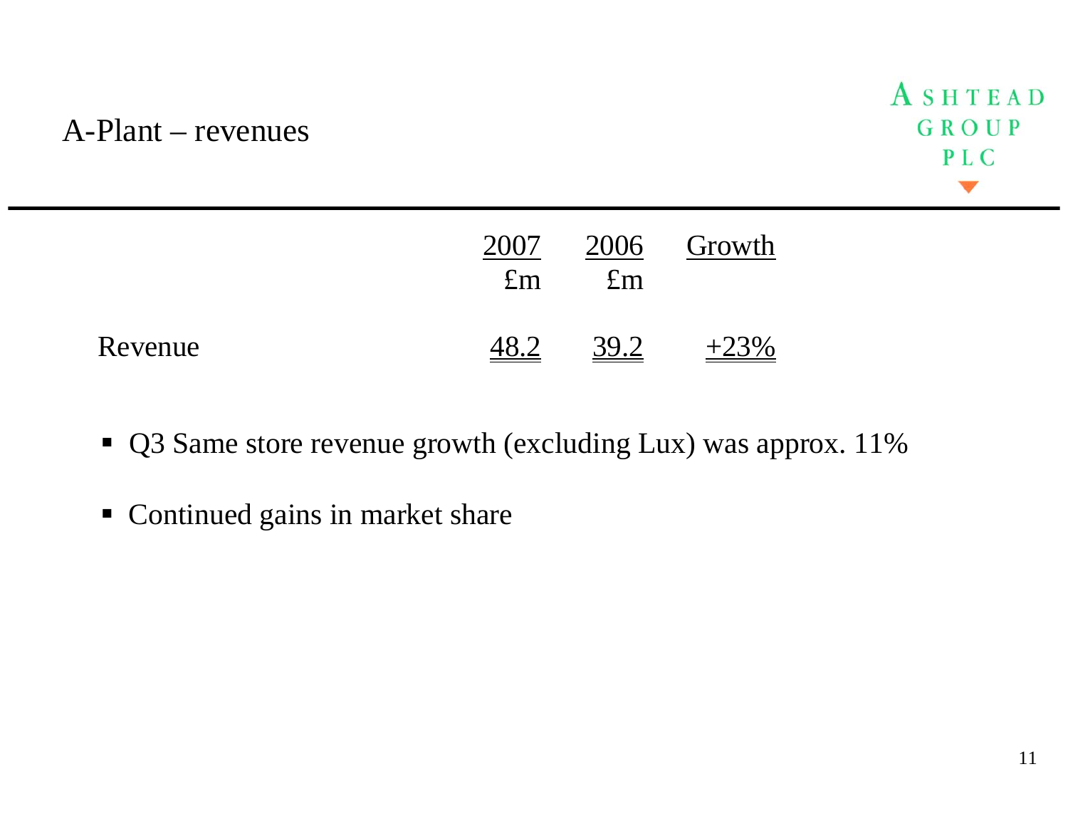# A-Plant – revenues

ASHTEAD GROUP PLC

| | 2007<br>£m | 2006<br>£m | Growth |
|---|---|---|---|
| Revenue | 48.2 | 39.2 | +23% |

- Q3 Same store revenue growth (excluding Lux) was approx. 11%
- Continued gains in market share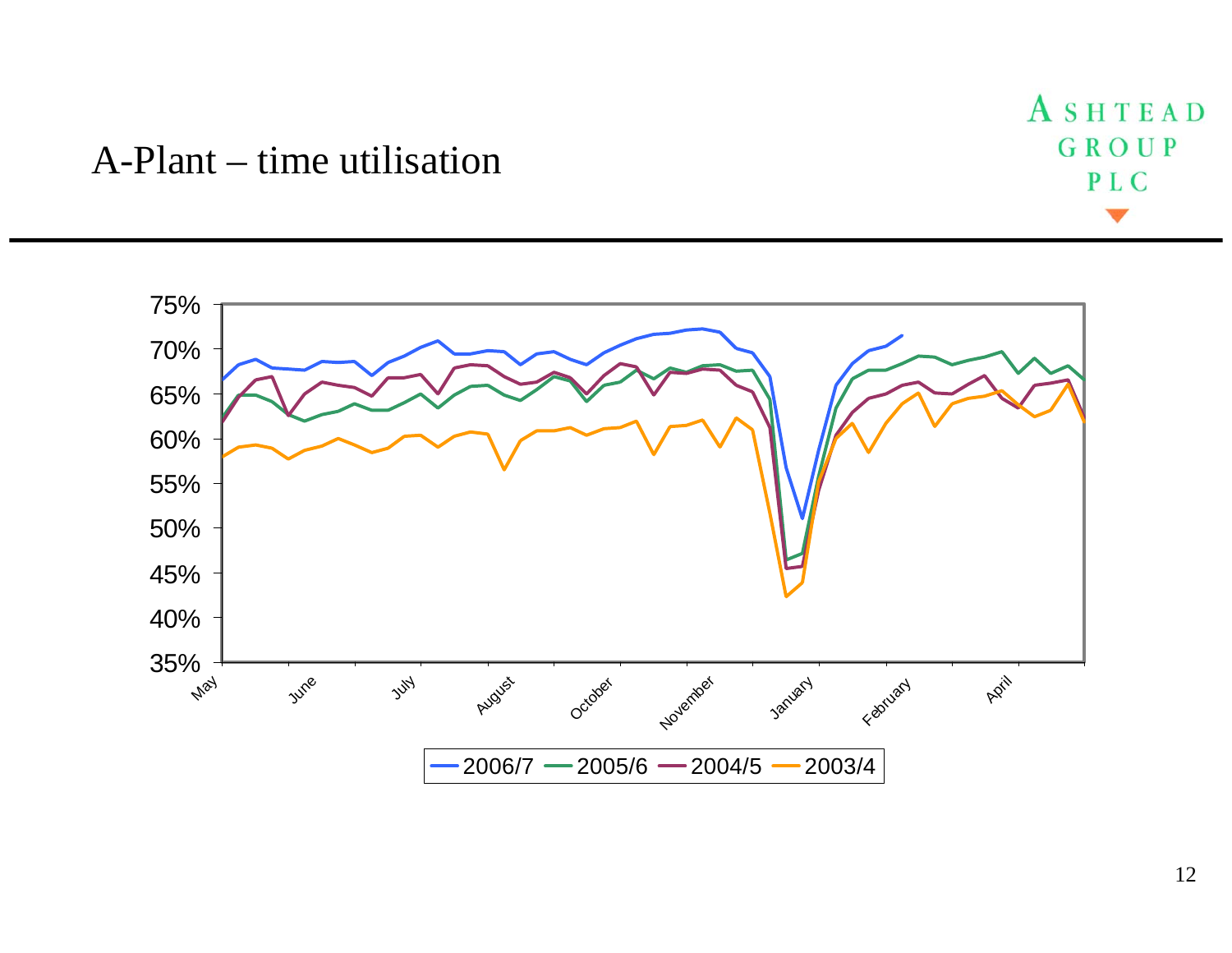# A-Plant – time utilisation

ASHTEAD GROUP PLC

75%
70%
65%
60%
55%
50%
45%
40%
35%

May June July August October November January February April

2006/7 2005/6 2004/5 2003/4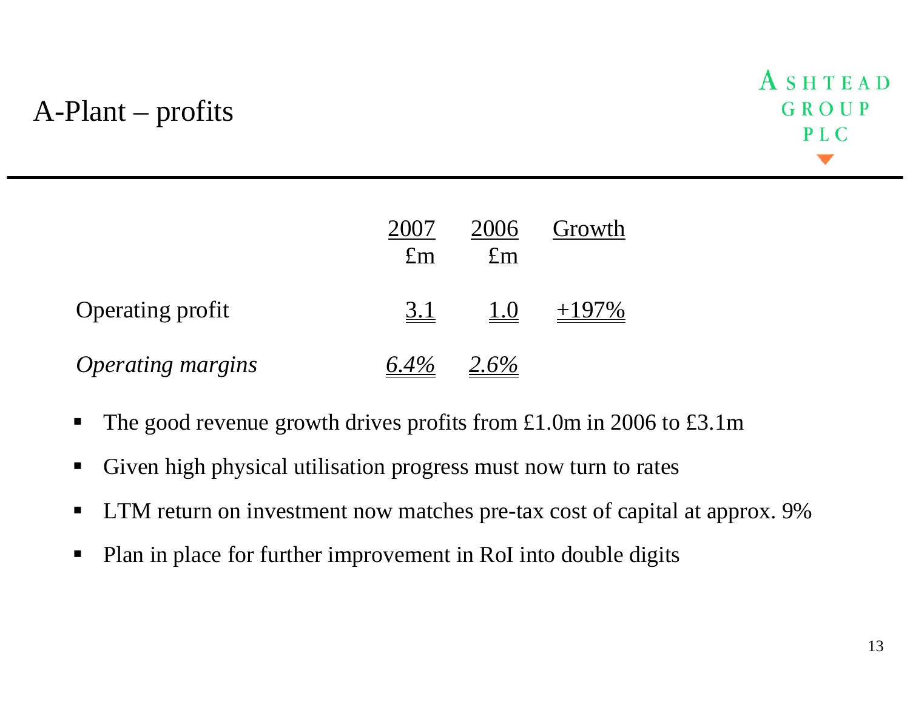# A-Plant – profits

ASHTEAD GROUP PLC

| | 2007 £m | 2006 £m | Growth |
|---|---|---|---|
| Operating profit | 3.1 | 1.0 | +197% |
| *Operating margins* | *6.4%* | *2.6%* | |

- The good revenue growth drives profits from £1.0m in 2006 to £3.1m
- Given high physical utilisation progress must now turn to rates
- LTM return on investment now matches pre-tax cost of capital at approx. 9%
- Plan in place for further improvement in RoI into double digits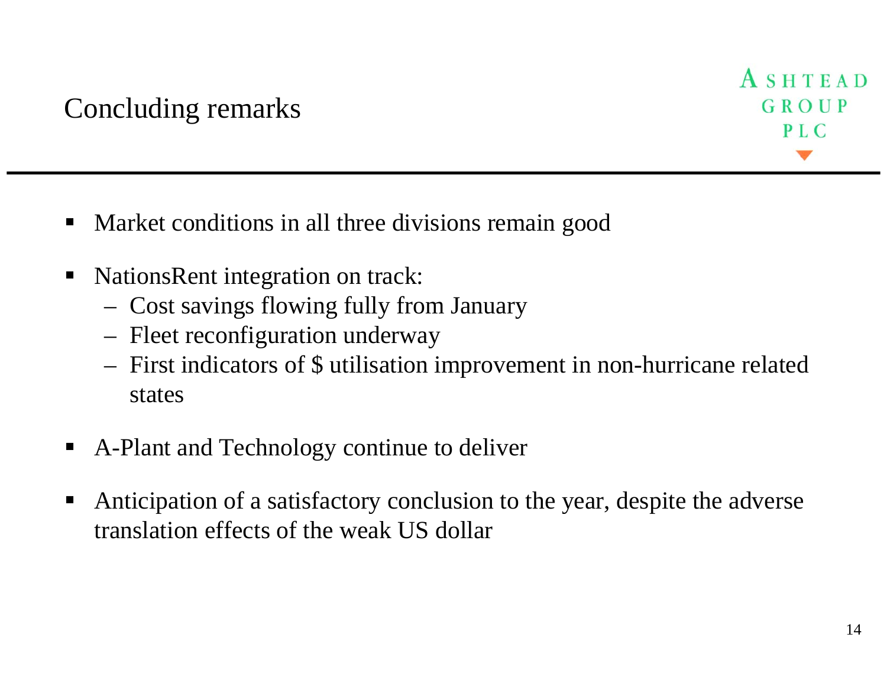# Concluding remarks

ASHTEAD GROUP PLC

- Market conditions in all three divisions remain good
- NationsRent integration on track:
  - Cost savings flowing fully from January
  - Fleet reconfiguration underway
  - First indicators of $ utilisation improvement in non-hurricane related states
- A-Plant and Technology continue to deliver
- Anticipation of a satisfactory conclusion to the year, despite the adverse translation effects of the weak US dollar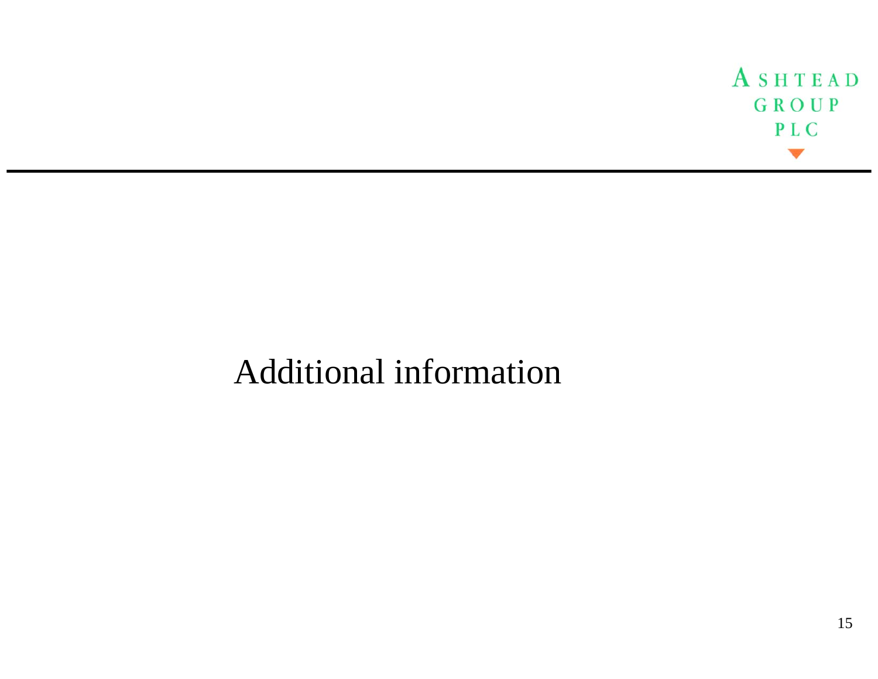# Additional information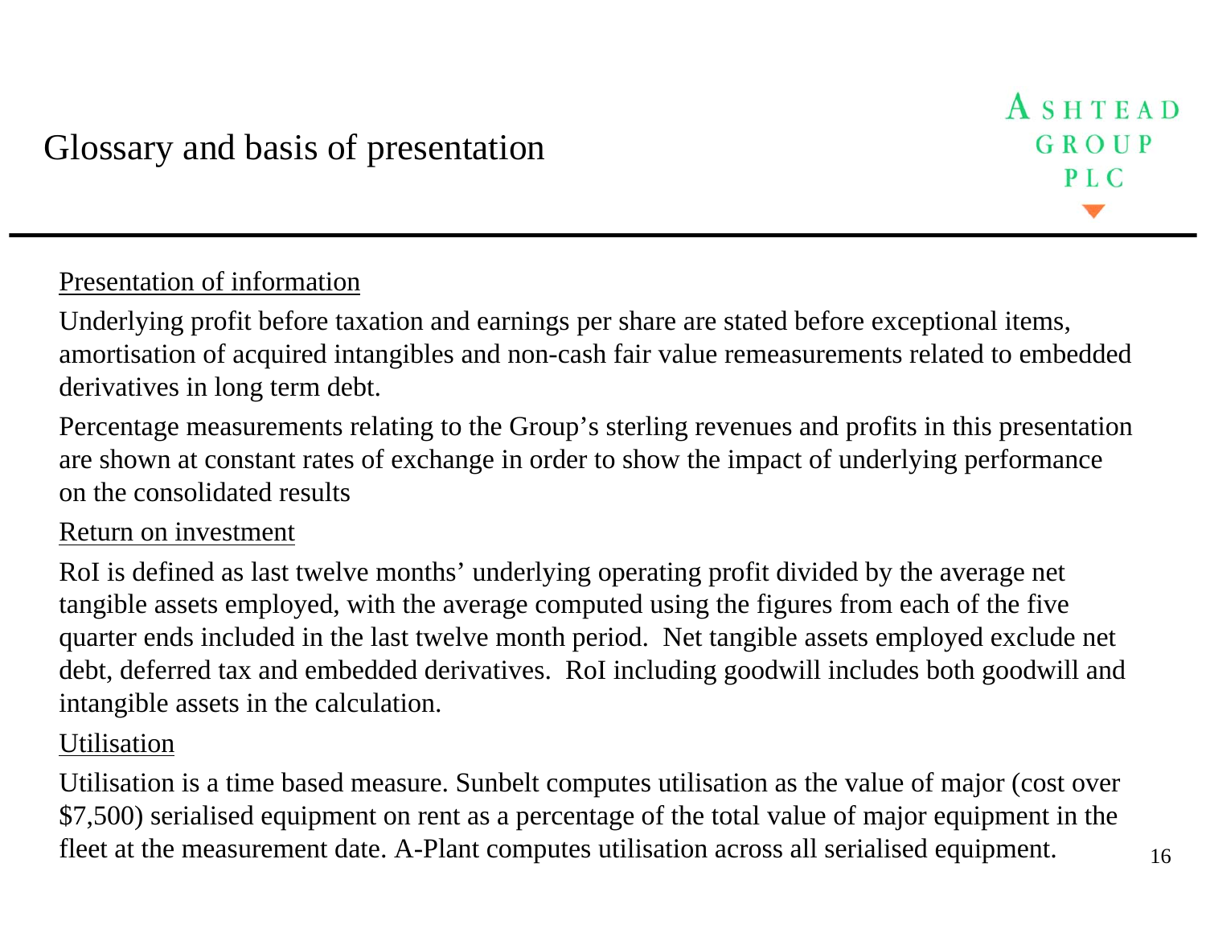# Glossary and basis of presentation

ASHTEAD GROUP PLC

Presentation of information

Underlying profit before taxation and earnings per share are stated before exceptional items, amortisation of acquired intangibles and non-cash fair value remeasurements related to embedded derivatives in long term debt.

Percentage measurements relating to the Group's sterling revenues and profits in this presentation are shown at constant rates of exchange in order to show the impact of underlying performance on the consolidated results

Return on investment

RoI is defined as last twelve months' underlying operating profit divided by the average net tangible assets employed, with the average computed using the figures from each of the five quarter ends included in the last twelve month period. Net tangible assets employed exclude net debt, deferred tax and embedded derivatives. RoI including goodwill includes both goodwill and intangible assets in the calculation.

Utilisation

Utilisation is a time based measure. Sunbelt computes utilisation as the value of major (cost over $7,500) serialised equipment on rent as a percentage of the total value of major equipment in the fleet at the measurement date. A-Plant computes utilisation across all serialised equipment.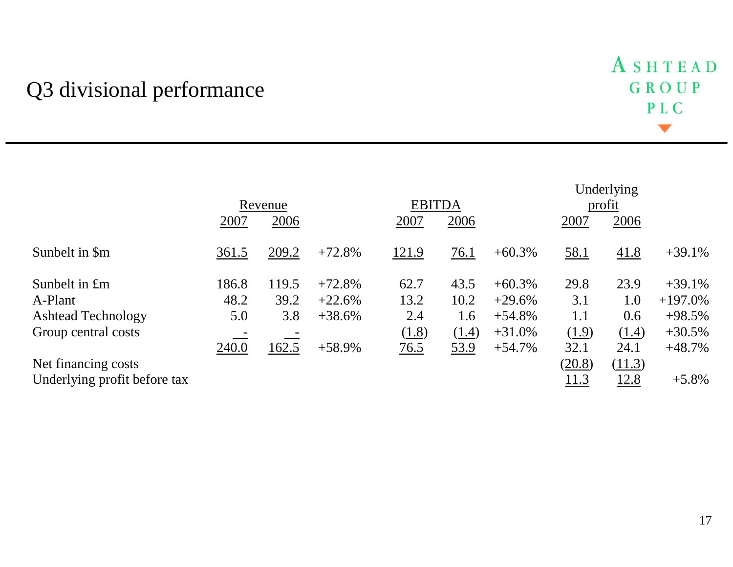# Q3 divisional performance

| | Revenue | | | EBITDA | | | Underlying profit | | |
|---|---|---|---|---|---|---|---|---|---|
| | 2007 | 2006 | | 2007 | 2006 | | 2007 | 2006 | |
| Sunbelt in $m | 361.5 | 209.2 | +72.8% | 121.9 | 76.1 | +60.3% | 58.1 | 41.8 | +39.1% |
| Sunbelt in £m | 186.8 | 119.5 | +72.8% | 62.7 | 43.5 | +60.3% | 29.8 | 23.9 | +39.1% |
| A-Plant | 48.2 | 39.2 | +22.6% | 13.2 | 10.2 | +29.6% | 3.1 | 1.0 | +197.0% |
| Ashtead Technology | 5.0 | 3.8 | +38.6% | 2.4 | 1.6 | +54.8% | 1.1 | 0.6 | +98.5% |
| Group central costs | - | - | | (1.8) | (1.4) | +31.0% | (1.9) | (1.4) | +30.5% |
| | 240.0 | 162.5 | +58.9% | 76.5 | 53.9 | +54.7% | 32.1 | 24.1 | +48.7% |
| Net financing costs | | | | | | | (20.8) | (11.3) | |
| Underlying profit before tax | | | | | | | 11.3 | 12.8 | +5.8% |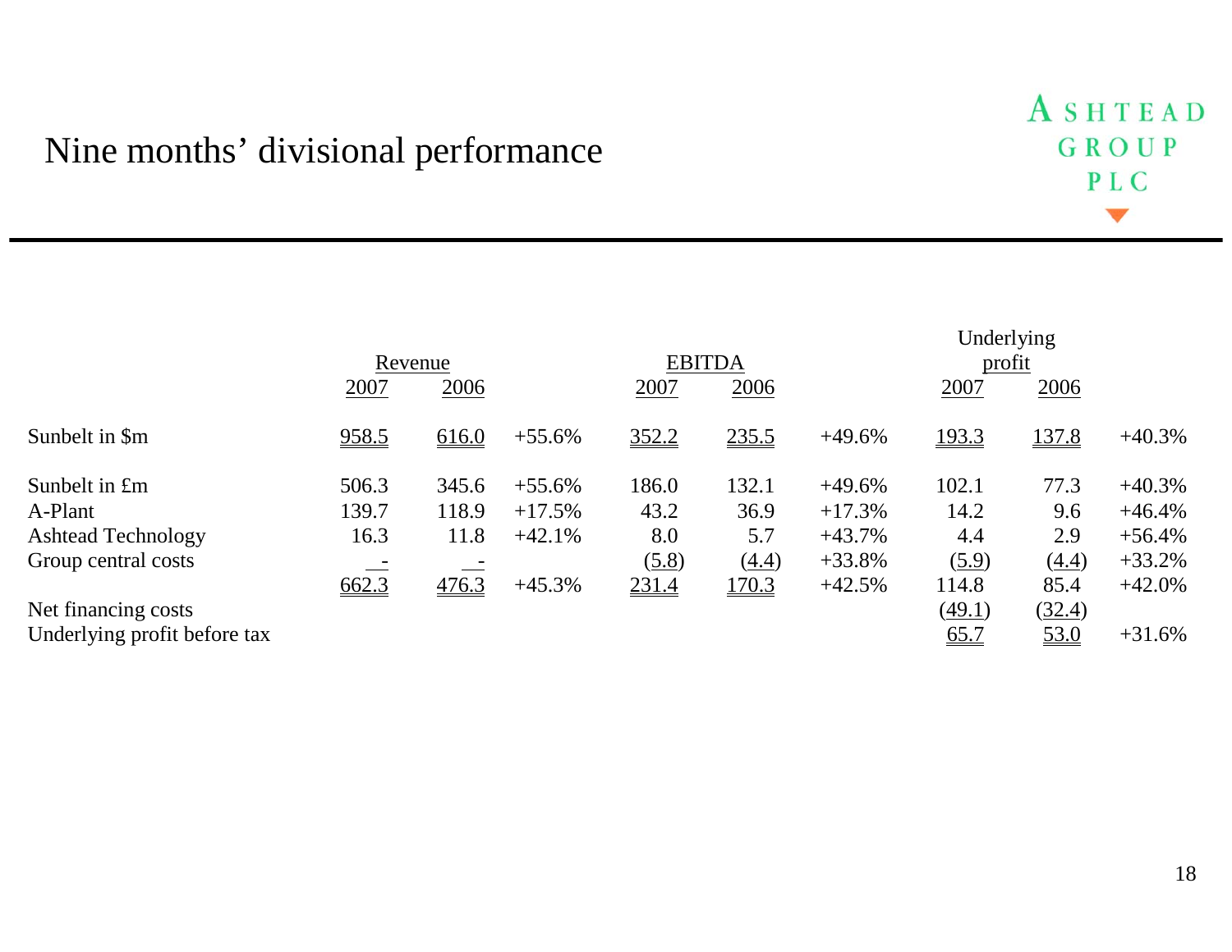# Nine months' divisional performance

| | Revenue | | | EBITDA | | | Underlying profit | | |
|---|---|---|---|---|---|---|---|---|---|
| | 2007 | 2006 | | 2007 | 2006 | | 2007 | 2006 | |
| Sunbelt in $m | 958.5 | 616.0 | +55.6% | 352.2 | 235.5 | +49.6% | 193.3 | 137.8 | +40.3% |
| Sunbelt in £m | 506.3 | 345.6 | +55.6% | 186.0 | 132.1 | +49.6% | 102.1 | 77.3 | +40.3% |
| A-Plant | 139.7 | 118.9 | +17.5% | 43.2 | 36.9 | +17.3% | 14.2 | 9.6 | +46.4% |
| Ashtead Technology | 16.3 | 11.8 | +42.1% | 8.0 | 5.7 | +43.7% | 4.4 | 2.9 | +56.4% |
| Group central costs | - | - | | (5.8) | (4.4) | +33.8% | (5.9) | (4.4) | +33.2% |
| | 662.3 | 476.3 | +45.3% | 231.4 | 170.3 | +42.5% | 114.8 | 85.4 | +42.0% |
| Net financing costs | | | | | | | (49.1) | (32.4) | |
| Underlying profit before tax | | | | | | | 65.7 | 53.0 | +31.6% |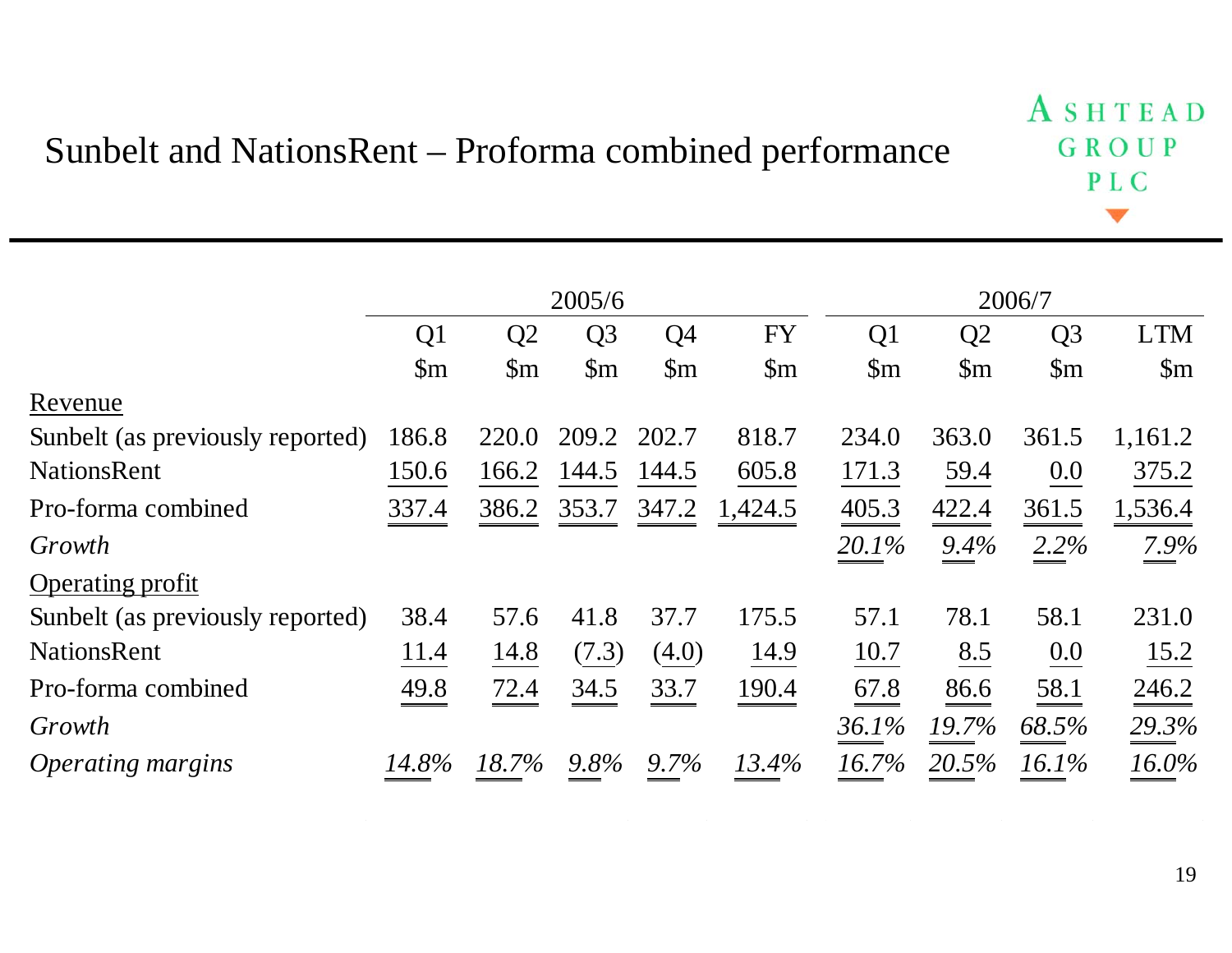# Sunbelt and NationsRent – Proforma combined performance

ASHTEAD GROUP PLC

| | 2005/6 | | | | | 2006/7 | | | |
|---|---|---|---|---|---|---|---|---|---|
| | Q1 | Q2 | Q3 | Q4 | FY | Q1 | Q2 | Q3 | LTM |
| | $m | $m | $m | $m | $m | $m | $m | $m | $m |
| Revenue | | | | | | | | | |
| Sunbelt (as previously reported) | 186.8 | 220.0 | 209.2 | 202.7 | 818.7 | 234.0 | 363.0 | 361.5 | 1,161.2 |
| NationsRent | 150.6 | 166.2 | 144.5 | 144.5 | 605.8 | 171.3 | 59.4 | 0.0 | 375.2 |
| Pro-forma combined | 337.4 | 386.2 | 353.7 | 347.2 | 1,424.5 | 405.3 | 422.4 | 361.5 | 1,536.4 |
| *Growth* | | | | | | *20.1%* | *9.4%* | *2.2%* | *7.9%* |
| Operating profit | | | | | | | | | |
| Sunbelt (as previously reported) | 38.4 | 57.6 | 41.8 | 37.7 | 175.5 | 57.1 | 78.1 | 58.1 | 231.0 |
| NationsRent | 11.4 | 14.8 | (7.3) | (4.0) | 14.9 | 10.7 | 8.5 | 0.0 | 15.2 |
| Pro-forma combined | 49.8 | 72.4 | 34.5 | 33.7 | 190.4 | 67.8 | 86.6 | 58.1 | 246.2 |
| *Growth* | | | | | | *36.1%* | *19.7%* | *68.5%* | *29.3%* |
| *Operating margins* | *14.8%* | *18.7%* | *9.8%* | *9.7%* | *13.4%* | *16.7%* | *20.5%* | *16.1%* | *16.0%* |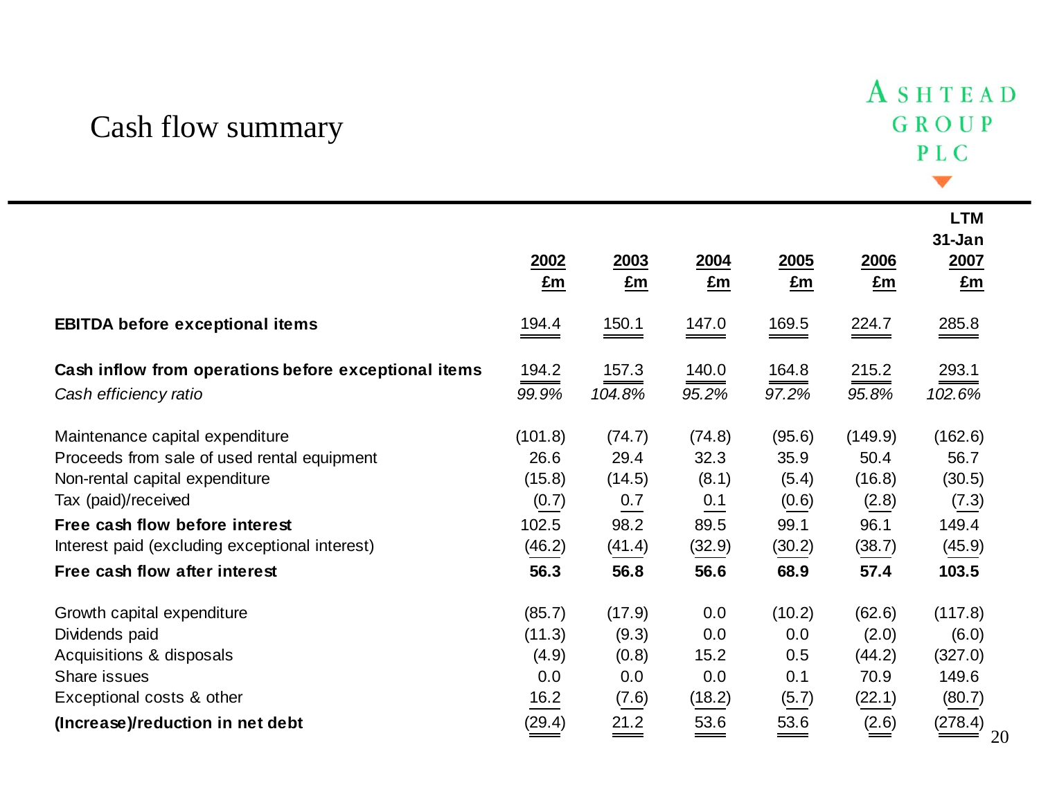# Cash flow summary

ASHTEAD GROUP PLC

| | 2002 £m | 2003 £m | 2004 £m | 2005 £m | 2006 £m | LTM 31-Jan 2007 £m |
|---|---|---|---|---|---|---|
| **EBITDA before exceptional items** | 194.4 | 150.1 | 147.0 | 169.5 | 224.7 | 285.8 |
| **Cash inflow from operations before exceptional items** | 194.2 | 157.3 | 140.0 | 164.8 | 215.2 | 293.1 |
| *Cash efficiency ratio* | *99.9%* | *104.8%* | *95.2%* | *97.2%* | *95.8%* | *102.6%* |
| Maintenance capital expenditure | (101.8) | (74.7) | (74.8) | (95.6) | (149.9) | (162.6) |
| Proceeds from sale of used rental equipment | 26.6 | 29.4 | 32.3 | 35.9 | 50.4 | 56.7 |
| Non-rental capital expenditure | (15.8) | (14.5) | (8.1) | (5.4) | (16.8) | (30.5) |
| Tax (paid)/received | (0.7) | 0.7 | 0.1 | (0.6) | (2.8) | (7.3) |
| **Free cash flow before interest** | 102.5 | 98.2 | 89.5 | 99.1 | 96.1 | 149.4 |
| Interest paid (excluding exceptional interest) | (46.2) | (41.4) | (32.9) | (30.2) | (38.7) | (45.9) |
| **Free cash flow after interest** | **56.3** | **56.8** | **56.6** | **68.9** | **57.4** | **103.5** |
| Growth capital expenditure | (85.7) | (17.9) | 0.0 | (10.2) | (62.6) | (117.8) |
| Dividends paid | (11.3) | (9.3) | 0.0 | 0.0 | (2.0) | (6.0) |
| Acquisitions & disposals | (4.9) | (0.8) | 15.2 | 0.5 | (44.2) | (327.0) |
| Share issues | 0.0 | 0.0 | 0.0 | 0.1 | 70.9 | 149.6 |
| Exceptional costs & other | 16.2 | (7.6) | (18.2) | (5.7) | (22.1) | (80.7) |
| **(Increase)/reduction in net debt** | (29.4) | 21.2 | 53.6 | 53.6 | (2.6) | (278.4) |